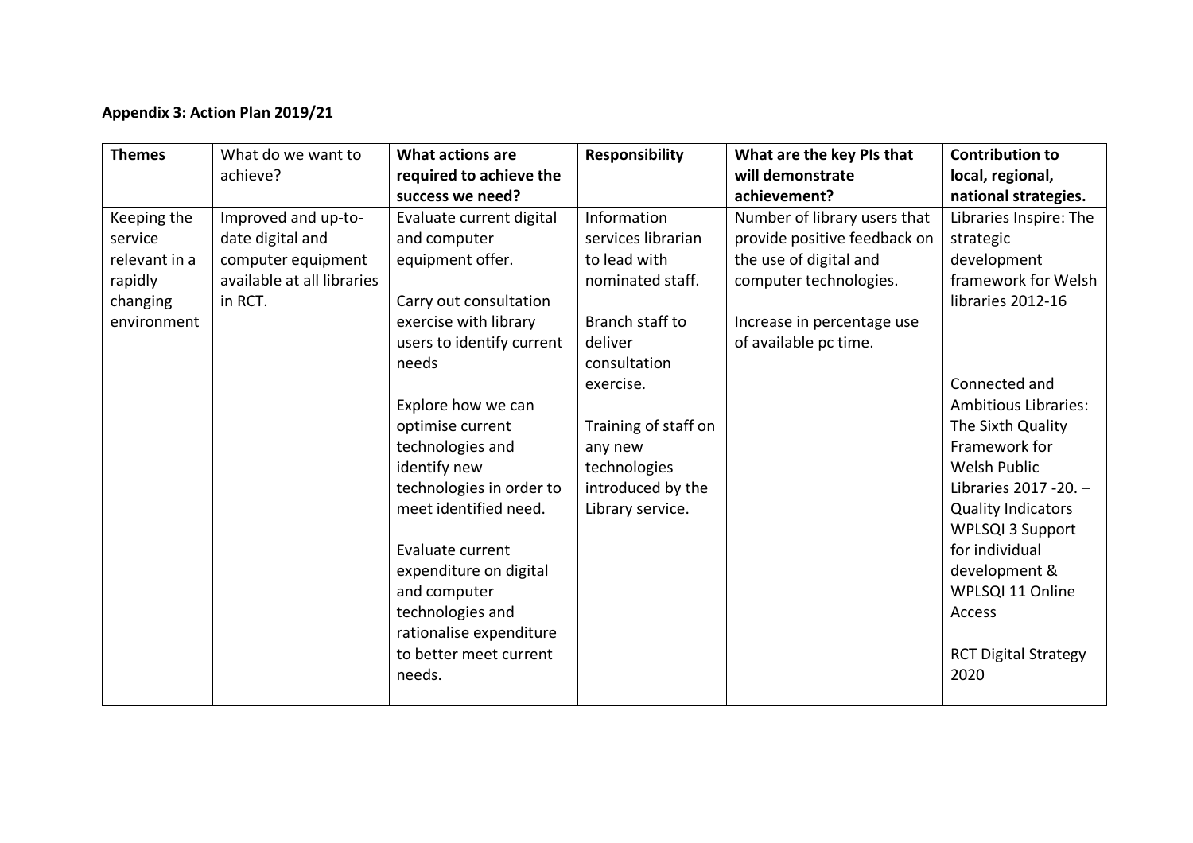**Appendix 3: Action Plan 2019/21**

| **Themes** | What do we want to achieve? | **What actions are required to achieve the success we need?** | **Responsibility** | **What are the key PIs that will demonstrate achievement?** | **Contribution to local, regional, national strategies.** |
|---|---|---|---|---|---|
| Keeping the service relevant in a rapidly changing environment | Improved and up-to-date digital and computer equipment available at all libraries in RCT. | Evaluate current digital and computer equipment offer.<br><br>Carry out consultation exercise with library users to identify current needs<br><br>Explore how we can optimise current technologies and identify new technologies in order to meet identified need.<br><br>Evaluate current expenditure on digital and computer technologies and rationalise expenditure to better meet current needs. | Information services librarian to lead with nominated staff.<br><br>Branch staff to deliver consultation exercise.<br><br>Training of staff on any new technologies introduced by the Library service. | Number of library users that provide positive feedback on the use of digital and computer technologies.<br><br>Increase in percentage use of available pc time. | Libraries Inspire: The strategic development framework for Welsh libraries 2012-16<br><br>Connected and Ambitious Libraries: The Sixth Quality Framework for Welsh Public Libraries 2017 -20. – Quality Indicators WPLSQI 3 Support for individual development & WPLSQI 11 Online Access<br><br>RCT Digital Strategy 2020 |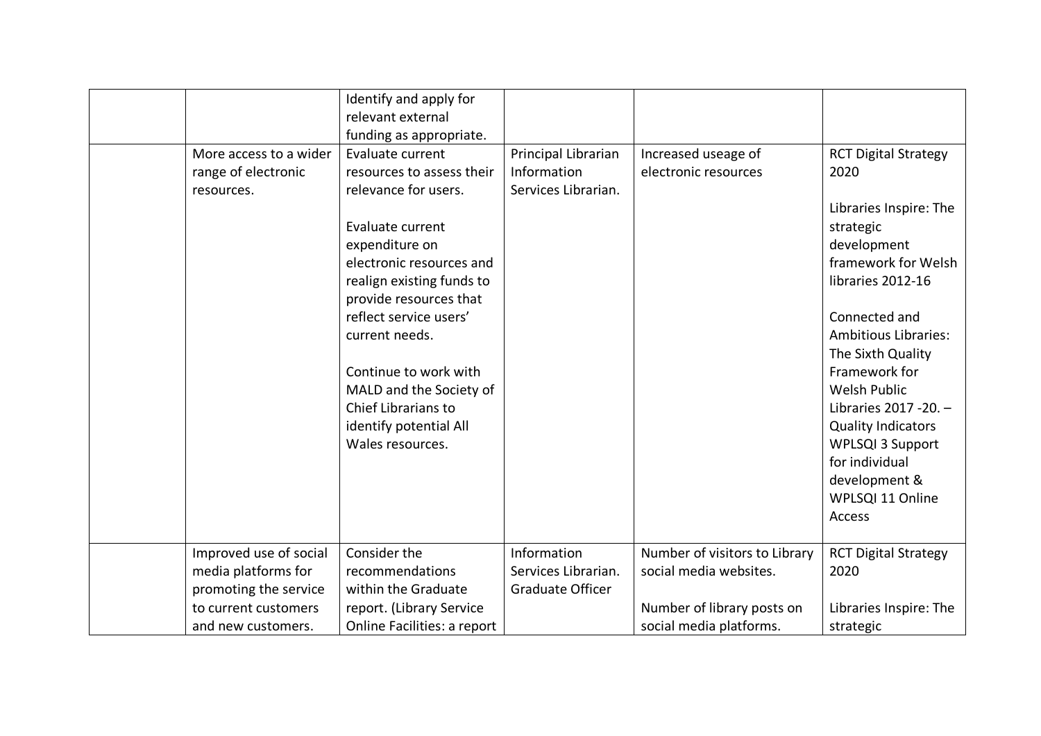| | | | | | |
|---|---|---|---|---|---|
| | | Identify and apply for relevant external funding as appropriate. | | | |
| | More access to a wider range of electronic resources. | Evaluate current resources to assess their relevance for users.<br><br>Evaluate current expenditure on electronic resources and realign existing funds to provide resources that reflect service users' current needs.<br><br>Continue to work with MALD and the Society of Chief Librarians to identify potential All Wales resources. | Principal Librarian Information Services Librarian. | Increased useage of electronic resources | RCT Digital Strategy 2020<br><br>Libraries Inspire: The strategic development framework for Welsh libraries 2012-16<br><br>Connected and Ambitious Libraries: The Sixth Quality Framework for Welsh Public Libraries 2017 -20. – Quality Indicators WPLSQI 3 Support for individual development & WPLSQI 11 Online Access |
| | Improved use of social media platforms for promoting the service to current customers and new customers. | Consider the recommendations within the Graduate report. (Library Service Online Facilities: a report | Information Services Librarian. Graduate Officer | Number of visitors to Library social media websites.<br><br>Number of library posts on social media platforms. | RCT Digital Strategy 2020<br><br>Libraries Inspire: The strategic |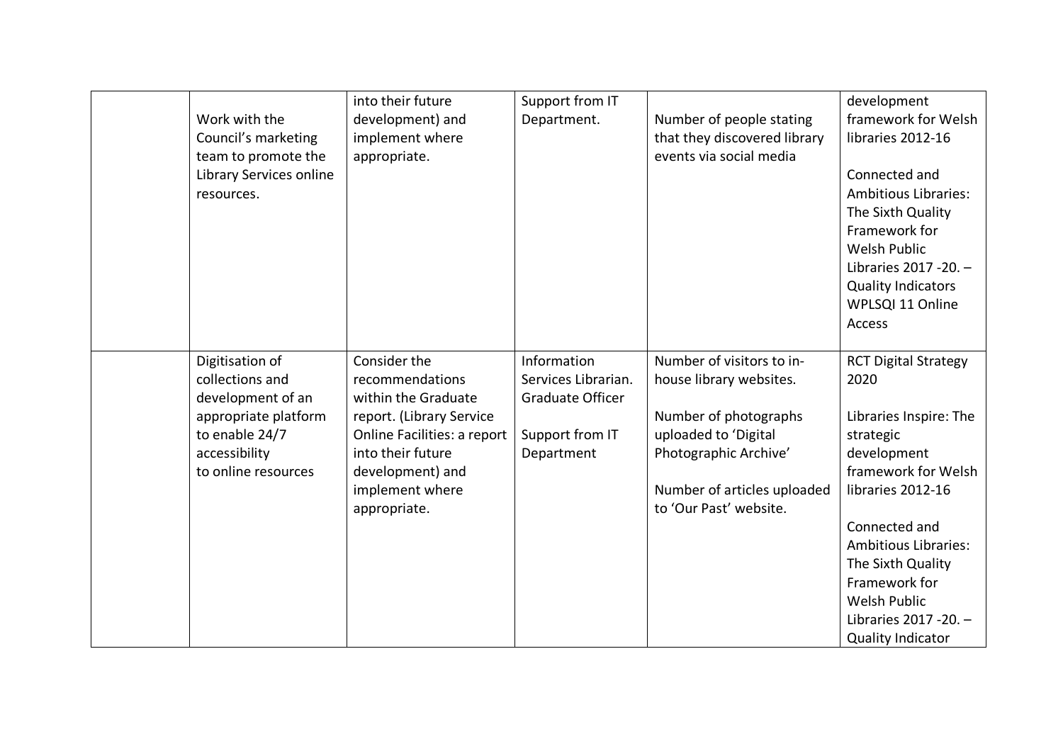| | | | | | |
|---|---|---|---|---|---|
| | Work with the Council's marketing team to promote the Library Services online resources. | into their future development) and implement where appropriate. | Support from IT Department. | Number of people stating that they discovered library events via social media | development framework for Welsh libraries 2012-16<br><br>Connected and Ambitious Libraries: The Sixth Quality Framework for Welsh Public Libraries 2017 -20. – Quality Indicators WPLSQI 11 Online Access |
| | Digitisation of collections and development of an appropriate platform to enable 24/7 accessibility to online resources | Consider the recommendations within the Graduate report. (Library Service Online Facilities: a report into their future development) and implement where appropriate. | Information Services Librarian. Graduate Officer<br><br>Support from IT Department | Number of visitors to in-house library websites.<br><br>Number of photographs uploaded to 'Digital Photographic Archive'<br><br>Number of articles uploaded to 'Our Past' website. | RCT Digital Strategy 2020<br><br>Libraries Inspire: The strategic development framework for Welsh libraries 2012-16<br><br>Connected and Ambitious Libraries: The Sixth Quality Framework for Welsh Public Libraries 2017 -20. – Quality Indicator |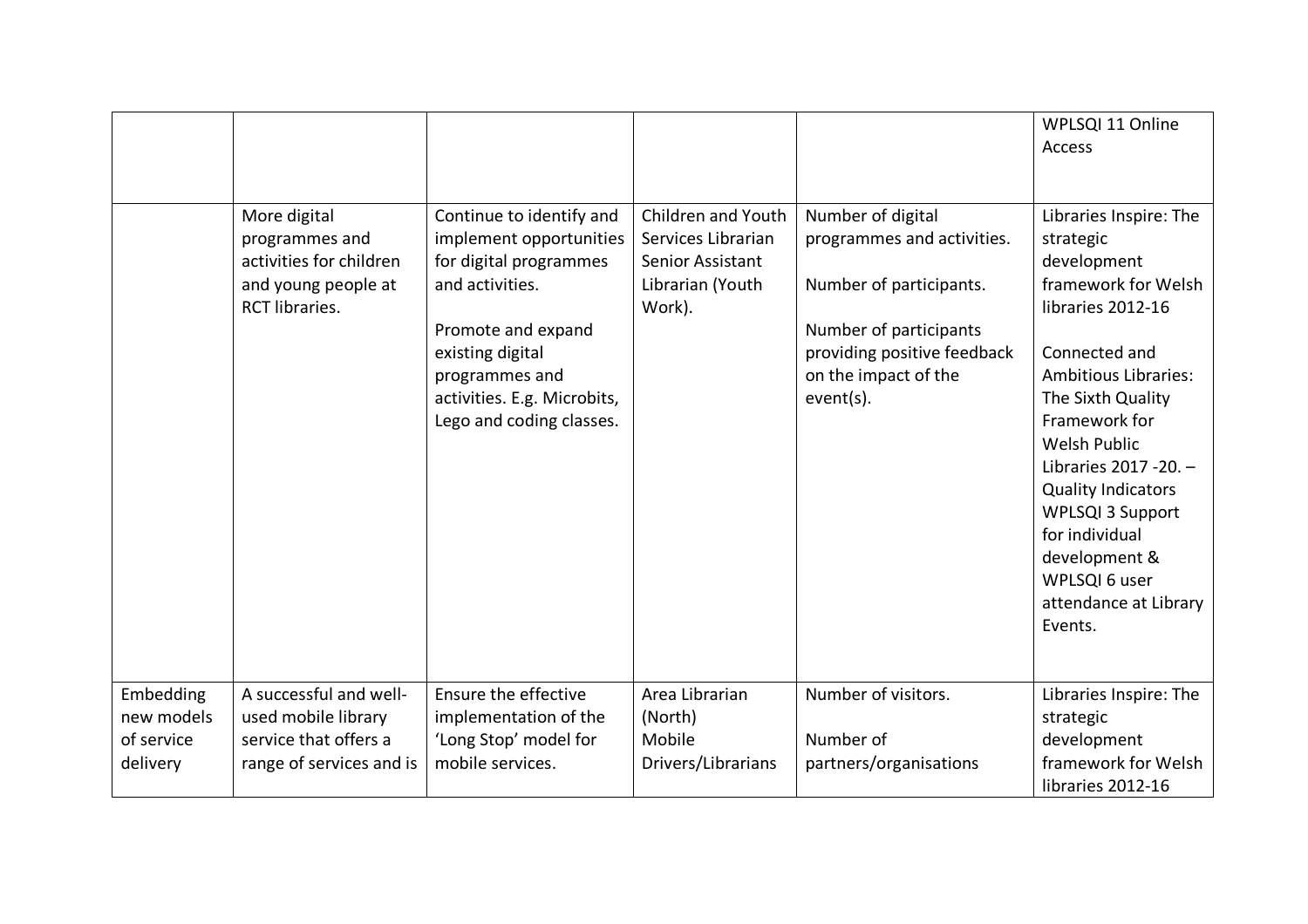| | | | | | |
|---|---|---|---|---|---|
| | | | | | WPLSQI 11 Online Access |
| | More digital programmes and activities for children and young people at RCT libraries. | Continue to identify and implement opportunities for digital programmes and activities.<br><br>Promote and expand existing digital programmes and activities. E.g. Microbits, Lego and coding classes. | Children and Youth Services Librarian Senior Assistant Librarian (Youth Work). | Number of digital programmes and activities.<br><br>Number of participants.<br><br>Number of participants providing positive feedback on the impact of the event(s). | Libraries Inspire: The strategic development framework for Welsh libraries 2012-16<br><br>Connected and Ambitious Libraries: The Sixth Quality Framework for Welsh Public Libraries 2017 -20. – Quality Indicators WPLSQI 3 Support for individual development & WPLSQI 6 user attendance at Library Events. |
| Embedding new models of service delivery | A successful and well-used mobile library service that offers a range of services and is | Ensure the effective implementation of the 'Long Stop' model for mobile services. | Area Librarian (North)<br>Mobile Drivers/Librarians | Number of visitors.<br><br>Number of partners/organisations | Libraries Inspire: The strategic development framework for Welsh libraries 2012-16 |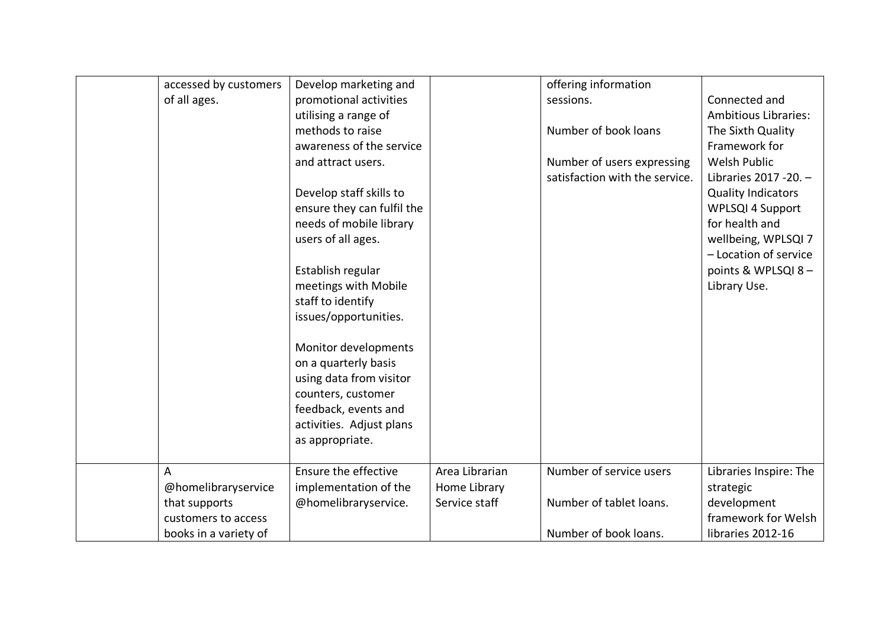| | | | | | |
|---|---|---|---|---|---|
| | accessed by customers of all ages. | Develop marketing and promotional activities utilising a range of methods to raise awareness of the service and attract users.<br><br>Develop staff skills to ensure they can fulfil the needs of mobile library users of all ages.<br><br>Establish regular meetings with Mobile staff to identify issues/opportunities.<br><br>Monitor developments on a quarterly basis using data from visitor counters, customer feedback, events and activities. Adjust plans as appropriate. | | offering information sessions.<br><br>Number of book loans<br><br>Number of users expressing satisfaction with the service. | Connected and Ambitious Libraries: The Sixth Quality Framework for Welsh Public Libraries 2017 -20. – Quality Indicators WPLSQI 4 Support for health and wellbeing, WPLSQI 7 – Location of service points & WPLSQI 8 – Library Use. |
| | A @homelibraryservice that supports customers to access books in a variety of | Ensure the effective implementation of the @homelibraryservice. | Area Librarian Home Library Service staff | Number of service users<br><br>Number of tablet loans.<br><br>Number of book loans. | Libraries Inspire: The strategic development framework for Welsh libraries 2012-16 |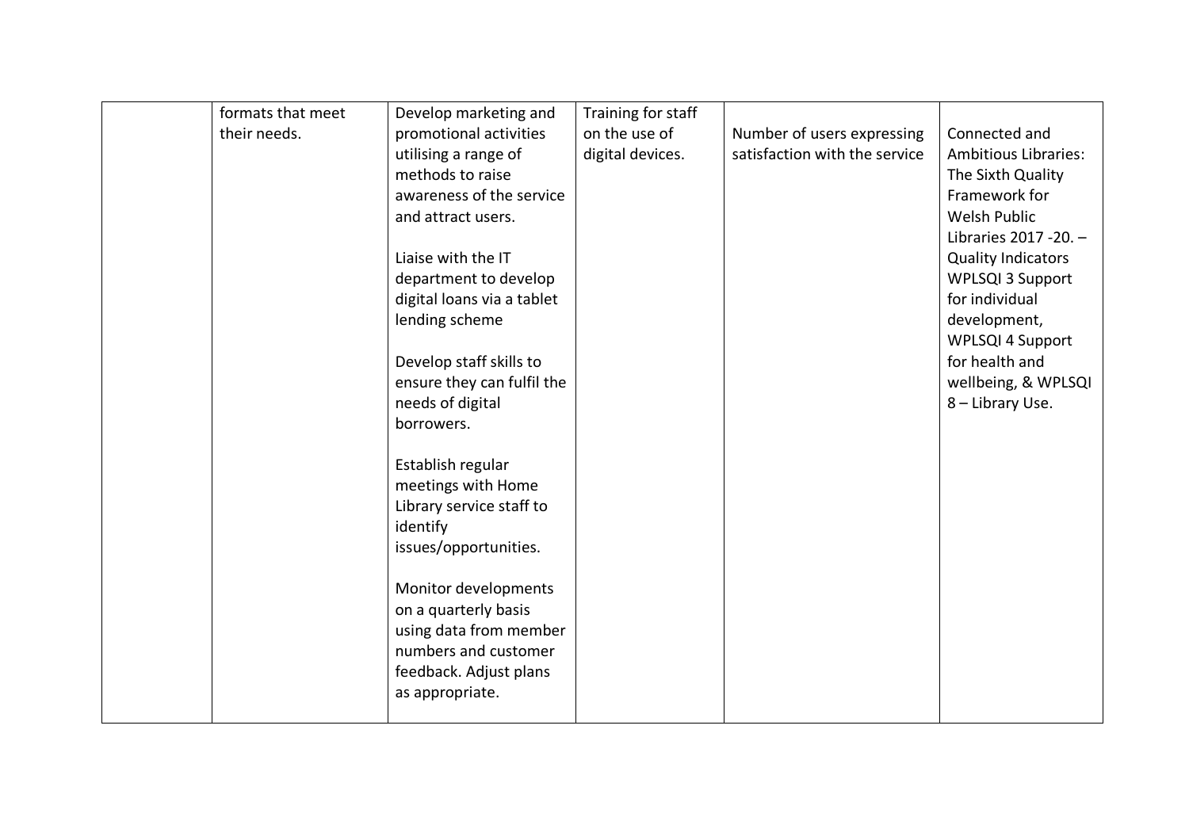| | | | | | |
|---|---|---|---|---|---|
| | formats that meet their needs. | Develop marketing and promotional activities utilising a range of methods to raise awareness of the service and attract users.<br><br>Liaise with the IT department to develop digital loans via a tablet lending scheme<br><br>Develop staff skills to ensure they can fulfil the needs of digital borrowers.<br><br>Establish regular meetings with Home Library service staff to identify issues/opportunities.<br><br>Monitor developments on a quarterly basis using data from member numbers and customer feedback. Adjust plans as appropriate. | Training for staff on the use of digital devices. | Number of users expressing satisfaction with the service | Connected and Ambitious Libraries: The Sixth Quality Framework for Welsh Public Libraries 2017 -20. – Quality Indicators WPLSQI 3 Support for individual development, WPLSQI 4 Support for health and wellbeing, & WPLSQI 8 – Library Use. |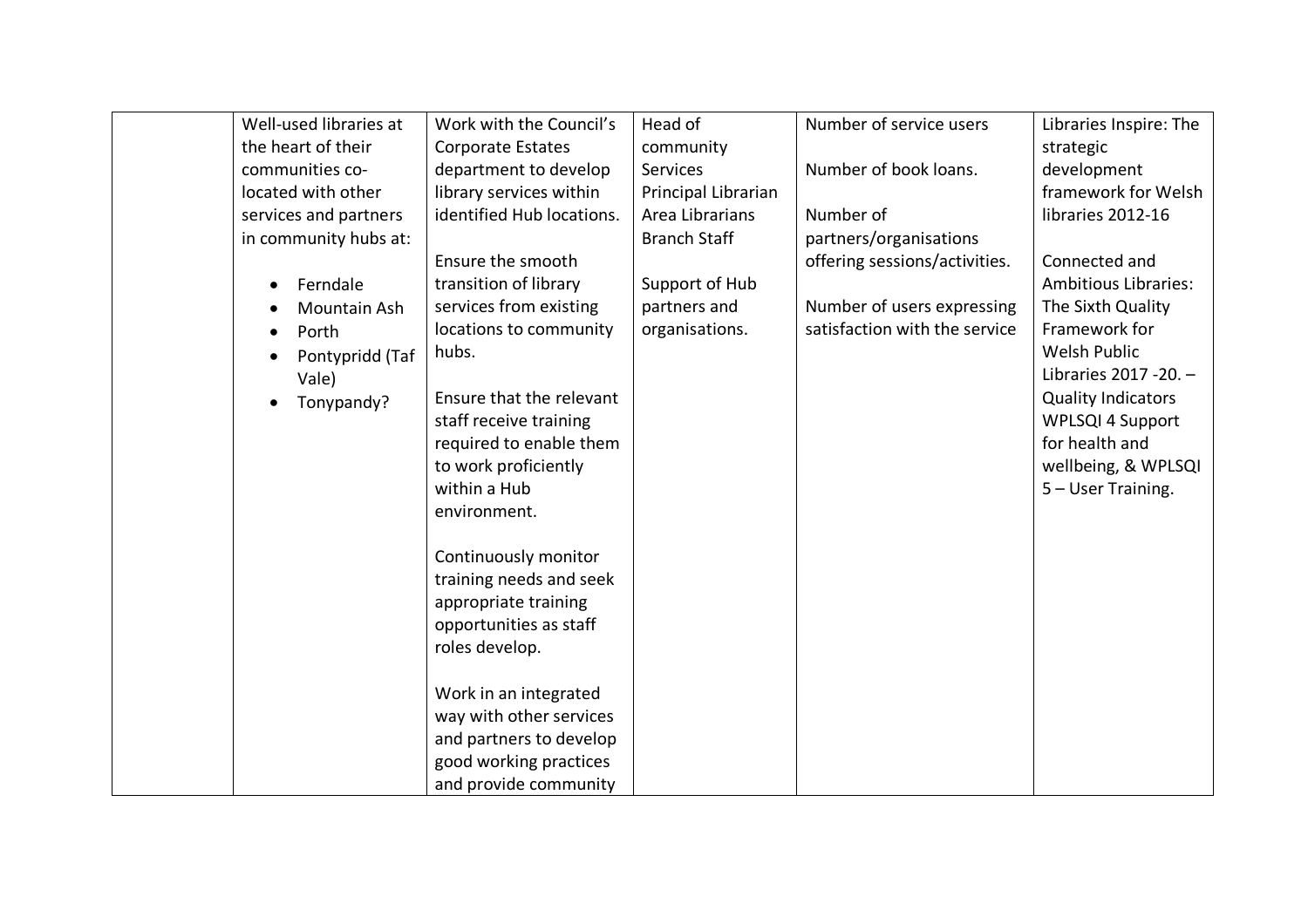|  | Well-used libraries at the heart of their communities co-located with other services and partners in community hubs at:<br><br>• Ferndale<br>• Mountain Ash<br>• Porth<br>• Pontypridd (Taf Vale)<br>• Tonypandy? | Work with the Council's Corporate Estates department to develop library services within identified Hub locations.<br><br>Ensure the smooth transition of library services from existing locations to community hubs.<br><br>Ensure that the relevant staff receive training required to enable them to work proficiently within a Hub environment.<br><br>Continuously monitor training needs and seek appropriate training opportunities as staff roles develop.<br><br>Work in an integrated way with other services and partners to develop good working practices and provide community | Head of community Services<br>Principal Librarian<br>Area Librarians<br>Branch Staff<br><br>Support of Hub partners and organisations. | Number of service users<br><br>Number of book loans.<br><br>Number of partners/organisations offering sessions/activities.<br><br>Number of users expressing satisfaction with the service | Libraries Inspire: The strategic development framework for Welsh libraries 2012-16<br><br>Connected and Ambitious Libraries: The Sixth Quality Framework for Welsh Public Libraries 2017 -20. – Quality Indicators WPLSQI 4 Support for health and wellbeing, & WPLSQI 5 – User Training. |
|---|---|---|---|---|---|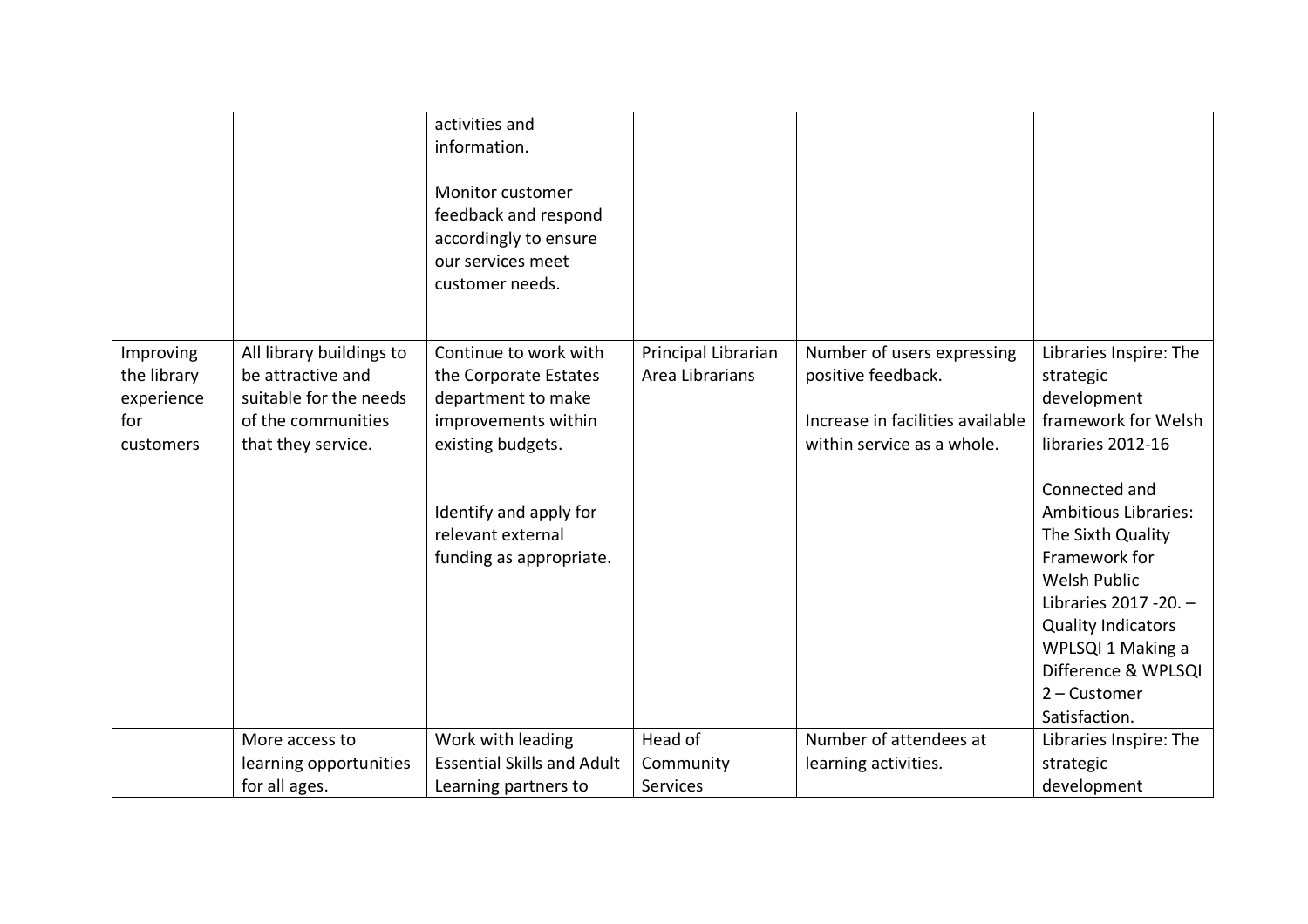| | | | | | |
|---|---|---|---|---|---|
| | | activities and information.<br><br>Monitor customer feedback and respond accordingly to ensure our services meet customer needs. | | | |
| Improving the library experience for customers | All library buildings to be attractive and suitable for the needs of the communities that they service. | Continue to work with the Corporate Estates department to make improvements within existing budgets.<br><br>Identify and apply for relevant external funding as appropriate. | Principal Librarian<br>Area Librarians | Number of users expressing positive feedback.<br><br>Increase in facilities available within service as a whole. | Libraries Inspire: The strategic development framework for Welsh libraries 2012-16<br><br>Connected and Ambitious Libraries: The Sixth Quality Framework for Welsh Public Libraries 2017 -20. – Quality Indicators WPLSQI 1 Making a Difference & WPLSQI 2 – Customer Satisfaction. |
| | More access to learning opportunities for all ages. | Work with leading Essential Skills and Adult Learning partners to | Head of Community Services | Number of attendees at learning activities. | Libraries Inspire: The strategic development |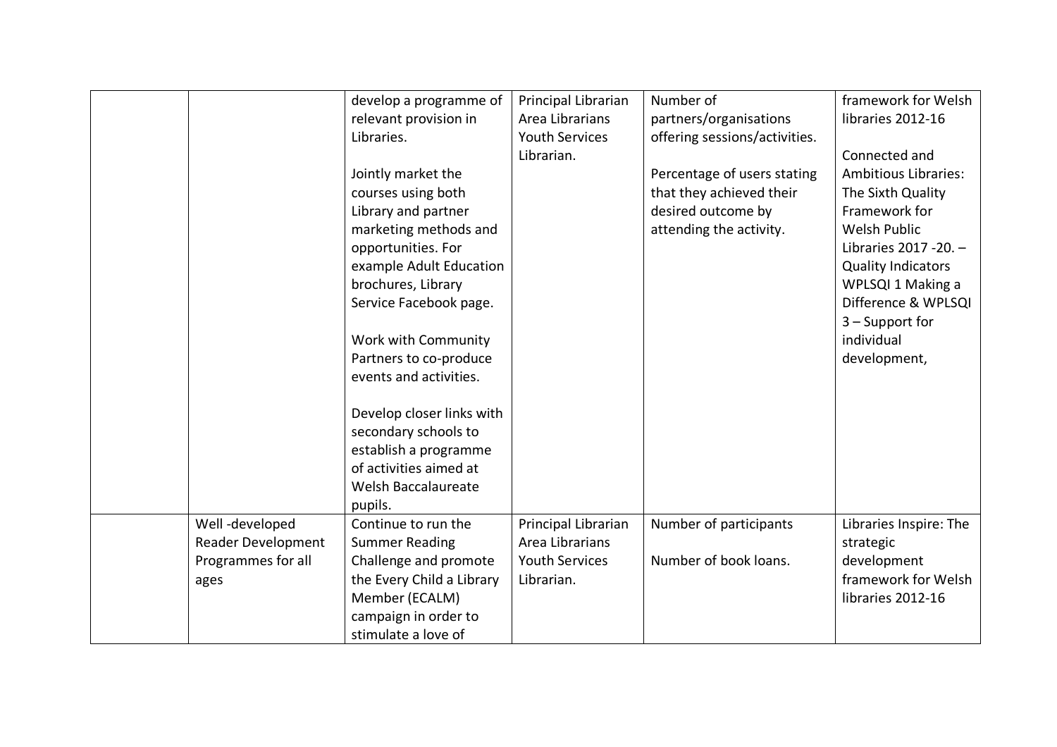| | | | | | |
|---|---|---|---|---|---|
| | | develop a programme of relevant provision in Libraries.<br><br>Jointly market the courses using both Library and partner marketing methods and opportunities. For example Adult Education brochures, Library Service Facebook page.<br><br>Work with Community Partners to co-produce events and activities.<br><br>Develop closer links with secondary schools to establish a programme of activities aimed at Welsh Baccalaureate pupils. | Principal Librarian<br>Area Librarians<br>Youth Services Librarian. | Number of partners/organisations offering sessions/activities.<br><br>Percentage of users stating that they achieved their desired outcome by attending the activity. | framework for Welsh libraries 2012-16<br><br>Connected and Ambitious Libraries: The Sixth Quality Framework for Welsh Public Libraries 2017 -20. – Quality Indicators WPLSQI 1 Making a Difference & WPLSQI 3 – Support for individual development, |
| | Well -developed Reader Development Programmes for all ages | Continue to run the Summer Reading Challenge and promote the Every Child a Library Member (ECALM) campaign in order to stimulate a love of | Principal Librarian<br>Area Librarians<br>Youth Services Librarian. | Number of participants<br><br>Number of book loans. | Libraries Inspire: The strategic development framework for Welsh libraries 2012-16 |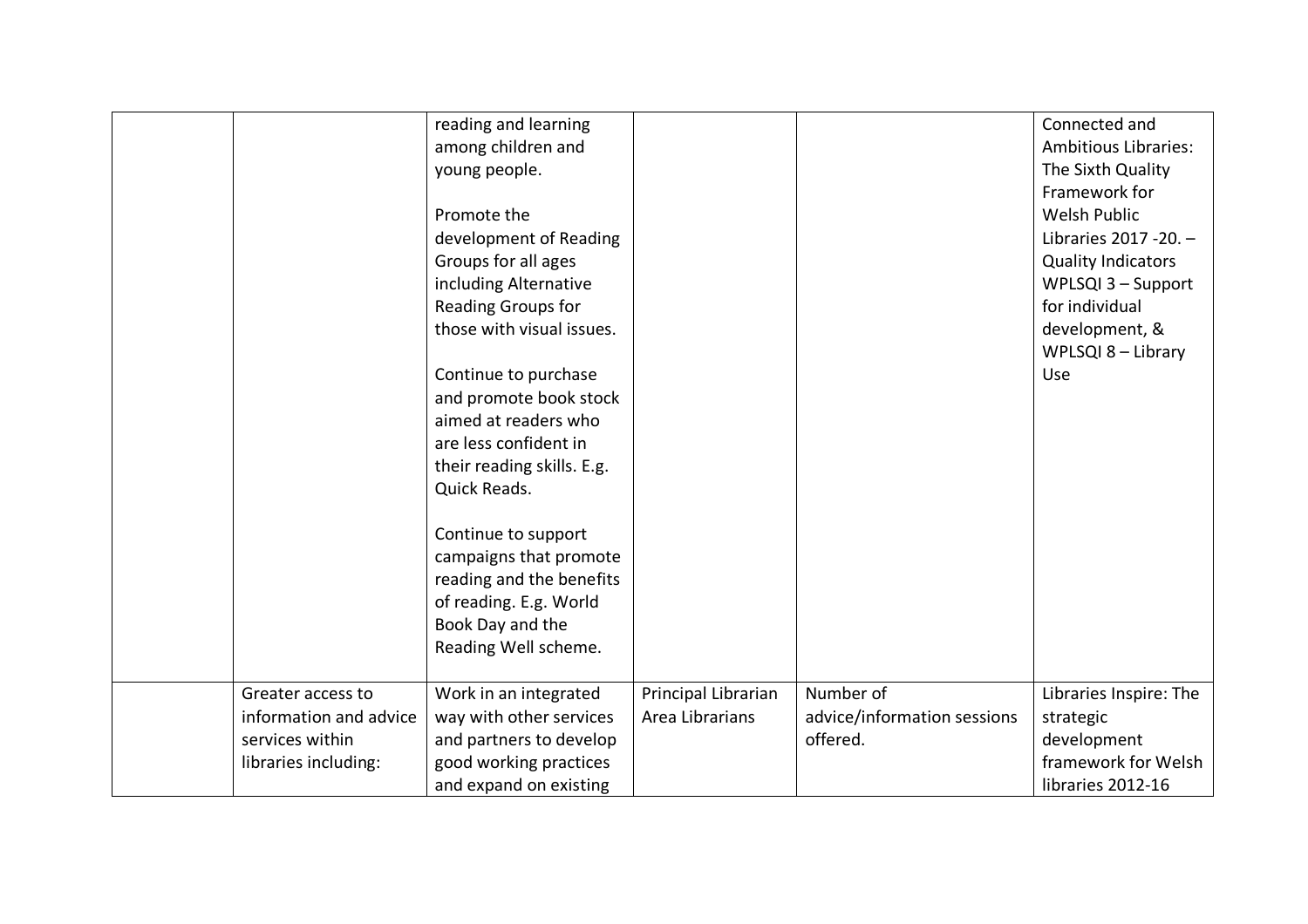| | | | | | |
|---|---|---|---|---|---|
| | | reading and learning among children and young people.<br><br>Promote the development of Reading Groups for all ages including Alternative Reading Groups for those with visual issues.<br><br>Continue to purchase and promote book stock aimed at readers who are less confident in their reading skills. E.g. Quick Reads.<br><br>Continue to support campaigns that promote reading and the benefits of reading. E.g. World Book Day and the Reading Well scheme. | | | Connected and Ambitious Libraries: The Sixth Quality Framework for Welsh Public Libraries 2017 -20. – Quality Indicators WPLSQI 3 – Support for individual development, & WPLSQI 8 – Library Use |
| | Greater access to information and advice services within libraries including: | Work in an integrated way with other services and partners to develop good working practices and expand on existing | Principal Librarian<br>Area Librarians | Number of advice/information sessions offered. | Libraries Inspire: The strategic development framework for Welsh libraries 2012-16 |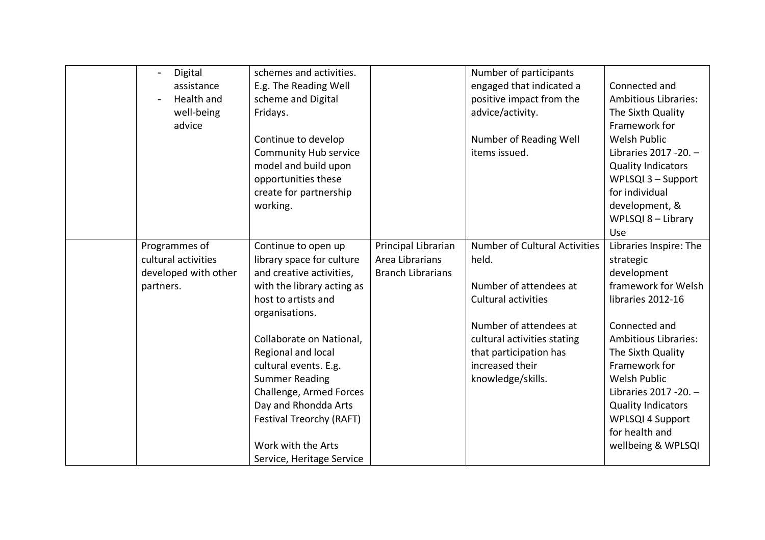| | | | | | |
|---|---|---|---|---|---|
| | - Digital assistance<br>- Health and well-being advice | schemes and activities. E.g. The Reading Well scheme and Digital Fridays.<br><br>Continue to develop Community Hub service model and build upon opportunities these create for partnership working. | | Number of participants engaged that indicated a positive impact from the advice/activity.<br><br>Number of Reading Well items issued. | Connected and Ambitious Libraries: The Sixth Quality Framework for Welsh Public Libraries 2017 -20. – Quality Indicators WPLSQI 3 – Support for individual development, & WPLSQI 8 – Library Use |
| | Programmes of cultural activities developed with other partners. | Continue to open up library space for culture and creative activities, with the library acting as host to artists and organisations.<br><br>Collaborate on National, Regional and local cultural events. E.g. Summer Reading Challenge, Armed Forces Day and Rhondda Arts Festival Treorchy (RAFT)<br><br>Work with the Arts Service, Heritage Service | Principal Librarian<br>Area Librarians<br>Branch Librarians | Number of Cultural Activities held.<br><br>Number of attendees at Cultural activities<br><br>Number of attendees at cultural activities stating that participation has increased their knowledge/skills. | Libraries Inspire: The strategic development framework for Welsh libraries 2012-16<br><br>Connected and Ambitious Libraries: The Sixth Quality Framework for Welsh Public Libraries 2017 -20. – Quality Indicators WPLSQI 4 Support for health and wellbeing & WPLSQI |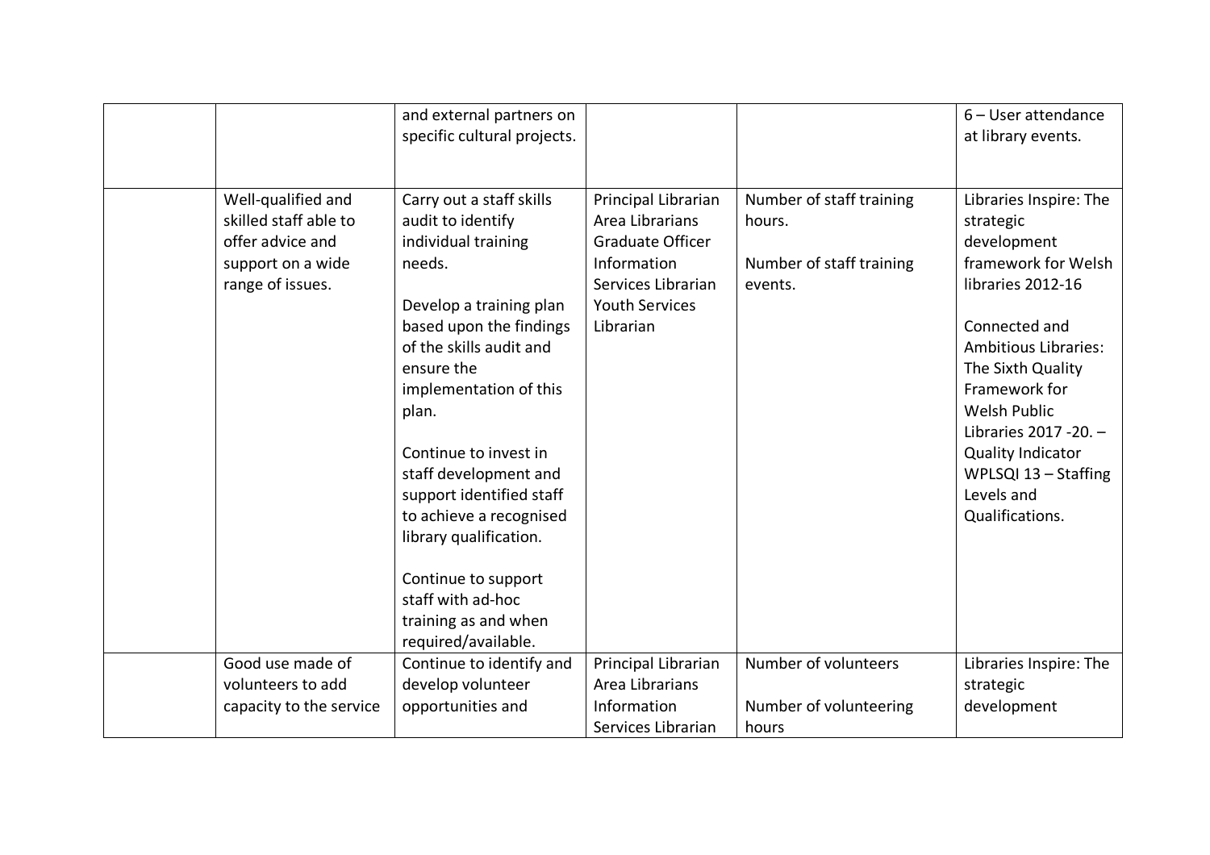| | | | | | |
|---|---|---|---|---|---|
| | | and external partners on specific cultural projects. | | | 6 – User attendance at library events. |
| | Well-qualified and skilled staff able to offer advice and support on a wide range of issues. | Carry out a staff skills audit to identify individual training needs.<br><br>Develop a training plan based upon the findings of the skills audit and ensure the implementation of this plan.<br><br>Continue to invest in staff development and support identified staff to achieve a recognised library qualification.<br><br>Continue to support staff with ad-hoc training as and when required/available. | Principal Librarian<br>Area Librarians<br>Graduate Officer<br>Information Services Librarian<br>Youth Services Librarian | Number of staff training hours.<br><br>Number of staff training events. | Libraries Inspire: The strategic development framework for Welsh libraries 2012-16<br><br>Connected and Ambitious Libraries: The Sixth Quality Framework for Welsh Public Libraries 2017 -20. – Quality Indicator WPLSQI 13 – Staffing Levels and Qualifications. |
| | Good use made of volunteers to add capacity to the service | Continue to identify and develop volunteer opportunities and | Principal Librarian<br>Area Librarians<br>Information Services Librarian | Number of volunteers<br><br>Number of volunteering hours | Libraries Inspire: The strategic development |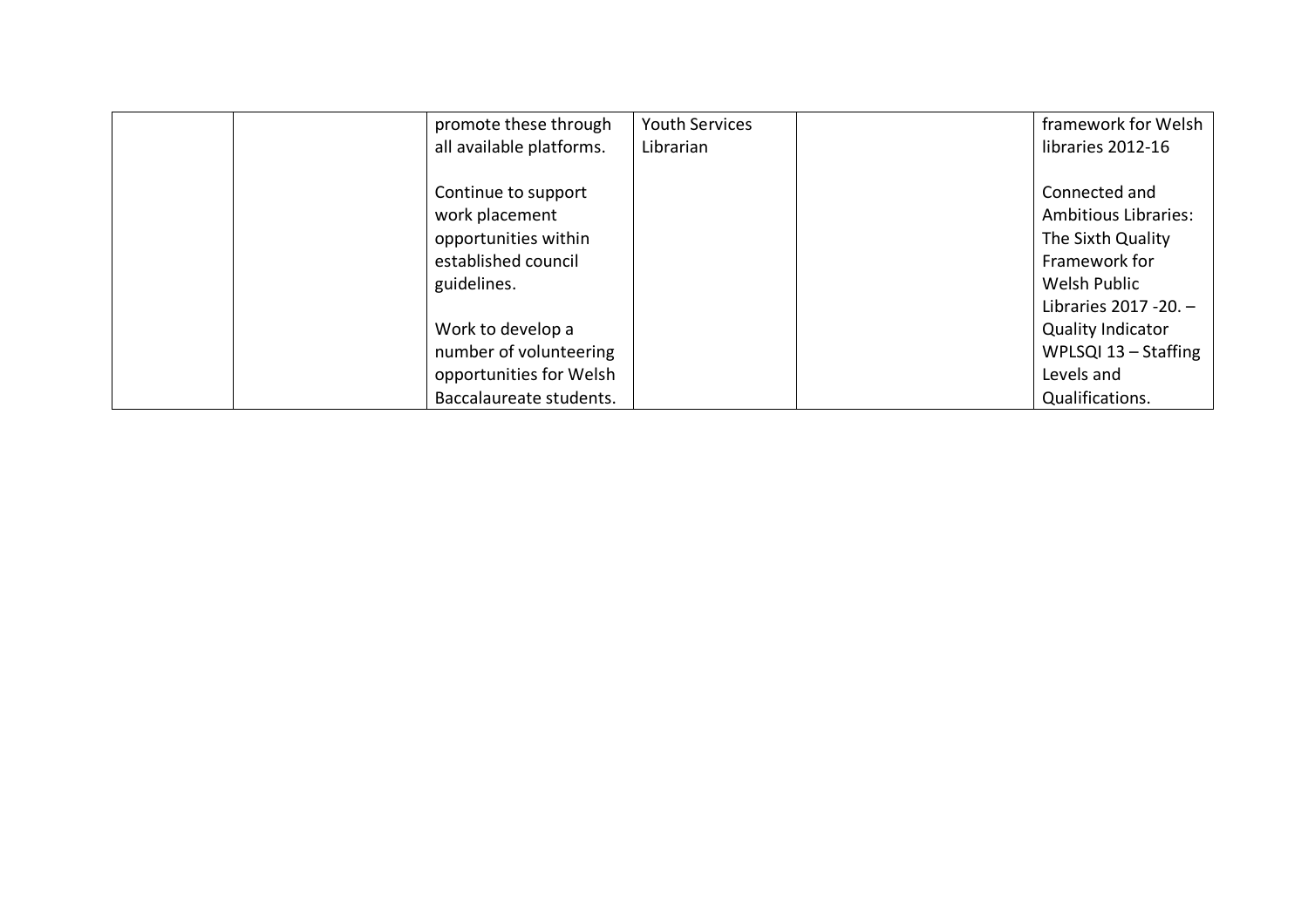| | | | | | |
|---|---|---|---|---|---|
| | | promote these through all available platforms.<br><br>Continue to support work placement opportunities within established council guidelines.<br><br>Work to develop a number of volunteering opportunities for Welsh Baccalaureate students. | Youth Services Librarian | | framework for Welsh libraries 2012-16<br><br>Connected and Ambitious Libraries: The Sixth Quality Framework for Welsh Public Libraries 2017 -20. – Quality Indicator WPLSQI 13 – Staffing Levels and Qualifications. |